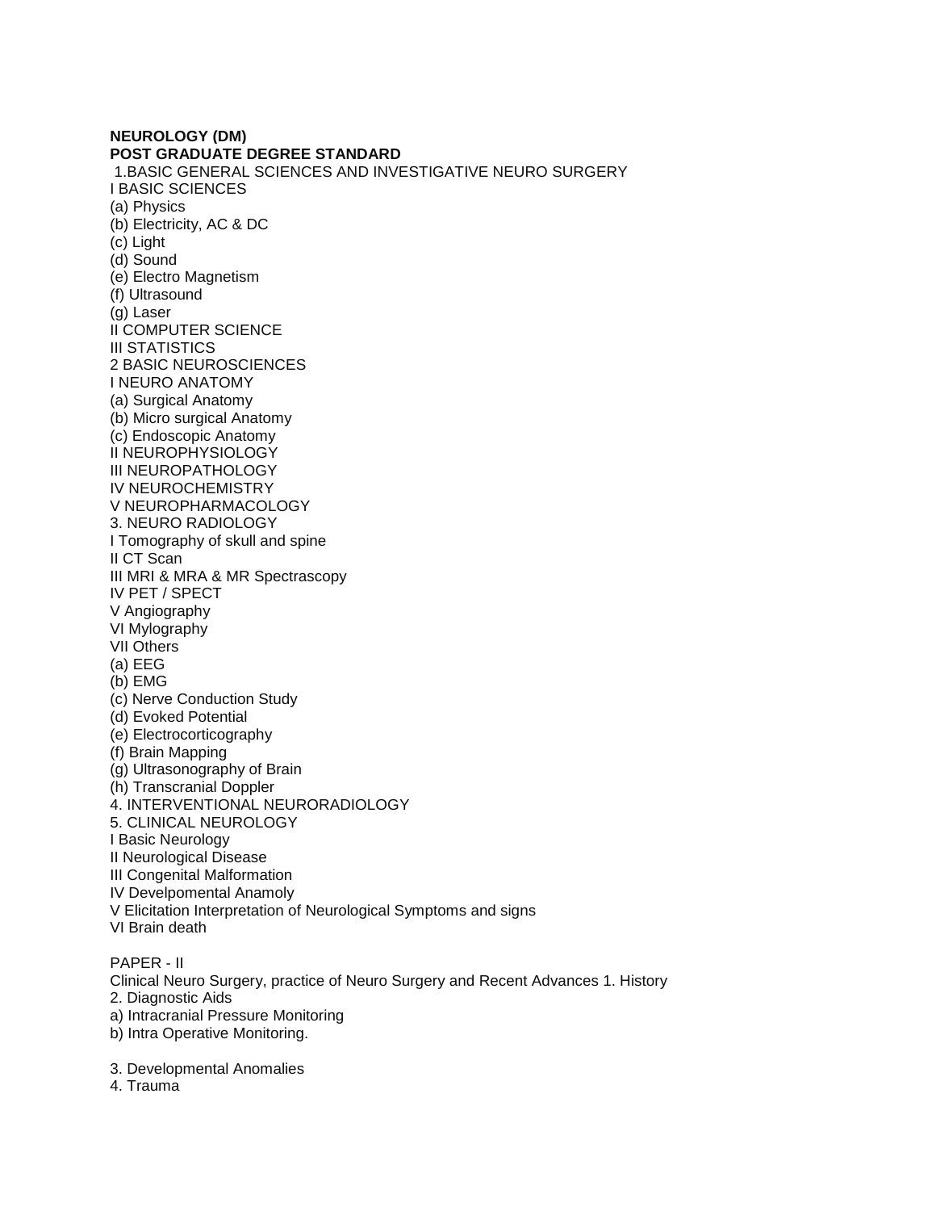**NEUROLOGY (DM)**
**POST GRADUATE DEGREE STANDARD**

1.BASIC GENERAL SCIENCES AND INVESTIGATIVE NEURO SURGERY

I BASIC SCIENCES

(a) Physics
(b) Electricity, AC & DC
(c) Light
(d) Sound
(e) Electro Magnetism
(f) Ultrasound
(g) Laser

II COMPUTER SCIENCE

III STATISTICS

2 BASIC NEUROSCIENCES

I NEURO ANATOMY

(a) Surgical Anatomy
(b) Micro surgical Anatomy
(c) Endoscopic Anatomy

II NEUROPHYSIOLOGY

III NEUROPATHOLOGY

IV NEUROCHEMISTRY

V NEUROPHARMACOLOGY

3. NEURO RADIOLOGY

I Tomography of skull and spine
II CT Scan
III MRI & MRA & MR Spectrascopy
IV PET / SPECT
V Angiography
VI Mylography
VII Others

(a) EEG
(b) EMG
(c) Nerve Conduction Study
(d) Evoked Potential
(e) Electrocorticography
(f) Brain Mapping
(g) Ultrasonography of Brain
(h) Transcranial Doppler

4. INTERVENTIONAL NEURORADIOLOGY

5. CLINICAL NEUROLOGY

I Basic Neurology
II Neurological Disease
III Congenital Malformation
IV Develpomental Anamoly
V Elicitation Interpretation of Neurological Symptoms and signs
VI Brain death

PAPER - II

Clinical Neuro Surgery, practice of Neuro Surgery and Recent Advances 1. History

2. Diagnostic Aids

a) Intracranial Pressure Monitoring
b) Intra Operative Monitoring.

3. Developmental Anomalies

4. Trauma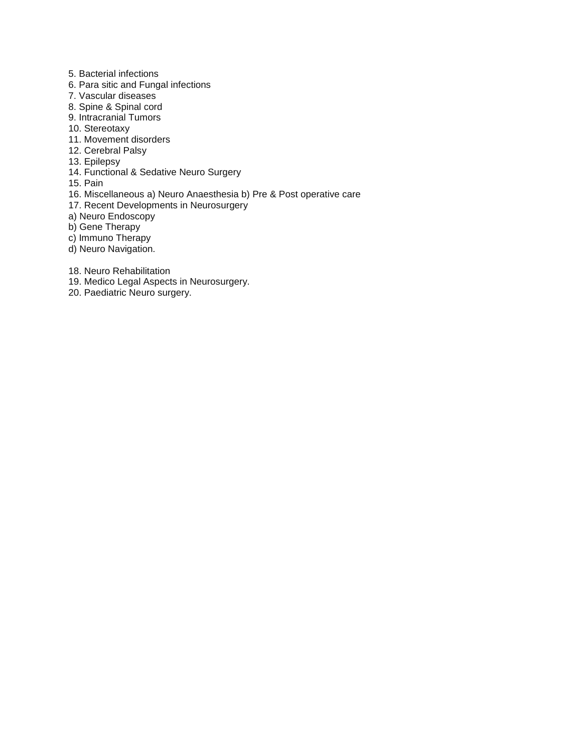5. Bacterial infections
6. Para sitic and Fungal infections
7. Vascular diseases
8. Spine & Spinal cord
9. Intracranial Tumors
10. Stereotaxy
11. Movement disorders
12. Cerebral Palsy
13. Epilepsy
14. Functional & Sedative Neuro Surgery
15. Pain
16. Miscellaneous a) Neuro Anaesthesia b) Pre & Post operative care
17. Recent Developments in Neurosurgery
    a) Neuro Endoscopy
    b) Gene Therapy
    c) Immuno Therapy
    d) Neuro Navigation.

18. Neuro Rehabilitation
19. Medico Legal Aspects in Neurosurgery.
20. Paediatric Neuro surgery.